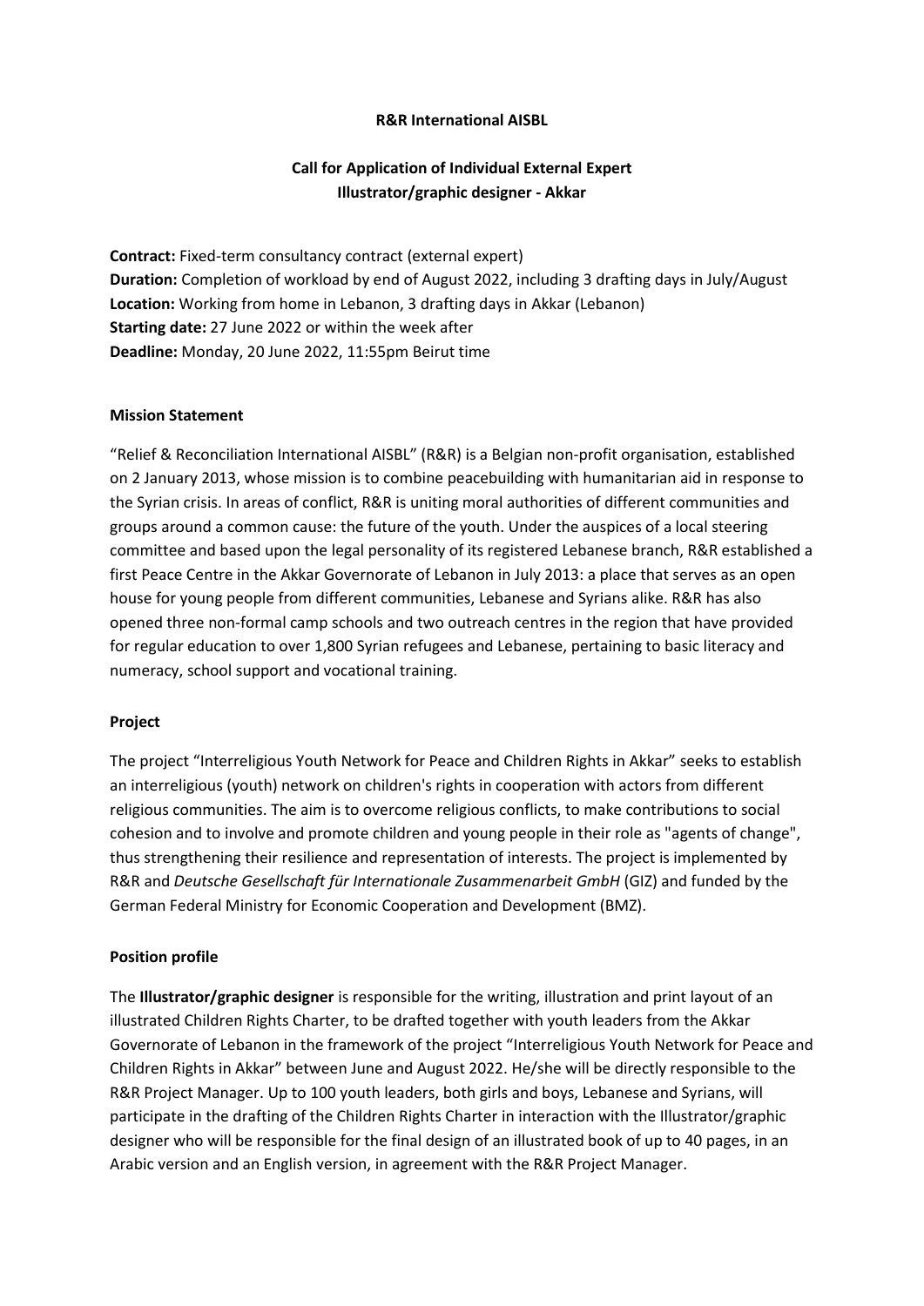**R&R International AISBL**

**Call for Application of Individual External Expert**
**Illustrator/graphic designer - Akkar**

**Contract:** Fixed-term consultancy contract (external expert)
**Duration:** Completion of workload by end of August 2022, including 3 drafting days in July/August
**Location:** Working from home in Lebanon, 3 drafting days in Akkar (Lebanon)
**Starting date:** 27 June 2022 or within the week after
**Deadline:** Monday, 20 June 2022, 11:55pm Beirut time

## Mission Statement

"Relief & Reconciliation International AISBL" (R&R) is a Belgian non-profit organisation, established on 2 January 2013, whose mission is to combine peacebuilding with humanitarian aid in response to the Syrian crisis. In areas of conflict, R&R is uniting moral authorities of different communities and groups around a common cause: the future of the youth. Under the auspices of a local steering committee and based upon the legal personality of its registered Lebanese branch, R&R established a first Peace Centre in the Akkar Governorate of Lebanon in July 2013: a place that serves as an open house for young people from different communities, Lebanese and Syrians alike. R&R has also opened three non-formal camp schools and two outreach centres in the region that have provided for regular education to over 1,800 Syrian refugees and Lebanese, pertaining to basic literacy and numeracy, school support and vocational training.

## Project

The project "Interreligious Youth Network for Peace and Children Rights in Akkar" seeks to establish an interreligious (youth) network on children's rights in cooperation with actors from different religious communities. The aim is to overcome religious conflicts, to make contributions to social cohesion and to involve and promote children and young people in their role as "agents of change", thus strengthening their resilience and representation of interests. The project is implemented by R&R and *Deutsche Gesellschaft für Internationale Zusammenarbeit GmbH* (GIZ) and funded by the German Federal Ministry for Economic Cooperation and Development (BMZ).

## Position profile

The **Illustrator/graphic designer** is responsible for the writing, illustration and print layout of an illustrated Children Rights Charter, to be drafted together with youth leaders from the Akkar Governorate of Lebanon in the framework of the project "Interreligious Youth Network for Peace and Children Rights in Akkar" between June and August 2022. He/she will be directly responsible to the R&R Project Manager. Up to 100 youth leaders, both girls and boys, Lebanese and Syrians, will participate in the drafting of the Children Rights Charter in interaction with the Illustrator/graphic designer who will be responsible for the final design of an illustrated book of up to 40 pages, in an Arabic version and an English version, in agreement with the R&R Project Manager.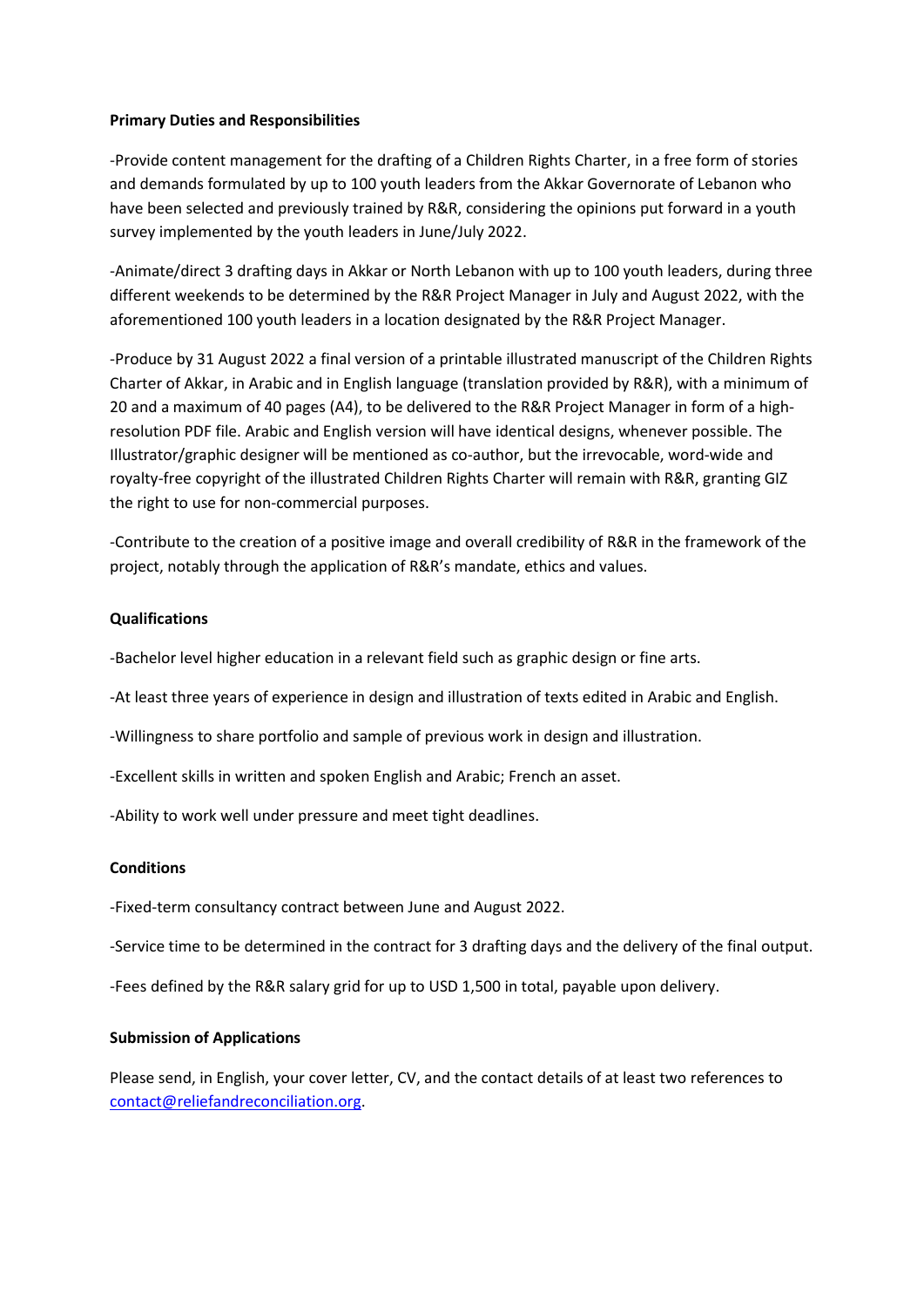**Primary Duties and Responsibilities**

-Provide content management for the drafting of a Children Rights Charter, in a free form of stories and demands formulated by up to 100 youth leaders from the Akkar Governorate of Lebanon who have been selected and previously trained by R&R, considering the opinions put forward in a youth survey implemented by the youth leaders in June/July 2022.

-Animate/direct 3 drafting days in Akkar or North Lebanon with up to 100 youth leaders, during three different weekends to be determined by the R&R Project Manager in July and August 2022, with the aforementioned 100 youth leaders in a location designated by the R&R Project Manager.

-Produce by 31 August 2022 a final version of a printable illustrated manuscript of the Children Rights Charter of Akkar, in Arabic and in English language (translation provided by R&R), with a minimum of 20 and a maximum of 40 pages (A4), to be delivered to the R&R Project Manager in form of a high-resolution PDF file. Arabic and English version will have identical designs, whenever possible. The Illustrator/graphic designer will be mentioned as co-author, but the irrevocable, word-wide and royalty-free copyright of the illustrated Children Rights Charter will remain with R&R, granting GIZ the right to use for non-commercial purposes.

-Contribute to the creation of a positive image and overall credibility of R&R in the framework of the project, notably through the application of R&R's mandate, ethics and values.

**Qualifications**

-Bachelor level higher education in a relevant field such as graphic design or fine arts.

-At least three years of experience in design and illustration of texts edited in Arabic and English.

-Willingness to share portfolio and sample of previous work in design and illustration.

-Excellent skills in written and spoken English and Arabic; French an asset.

-Ability to work well under pressure and meet tight deadlines.

**Conditions**

-Fixed-term consultancy contract between June and August 2022.

-Service time to be determined in the contract for 3 drafting days and the delivery of the final output.

-Fees defined by the R&R salary grid for up to USD 1,500 in total, payable upon delivery.

**Submission of Applications**

Please send, in English, your cover letter, CV, and the contact details of at least two references to contact@reliefandreconciliation.org.